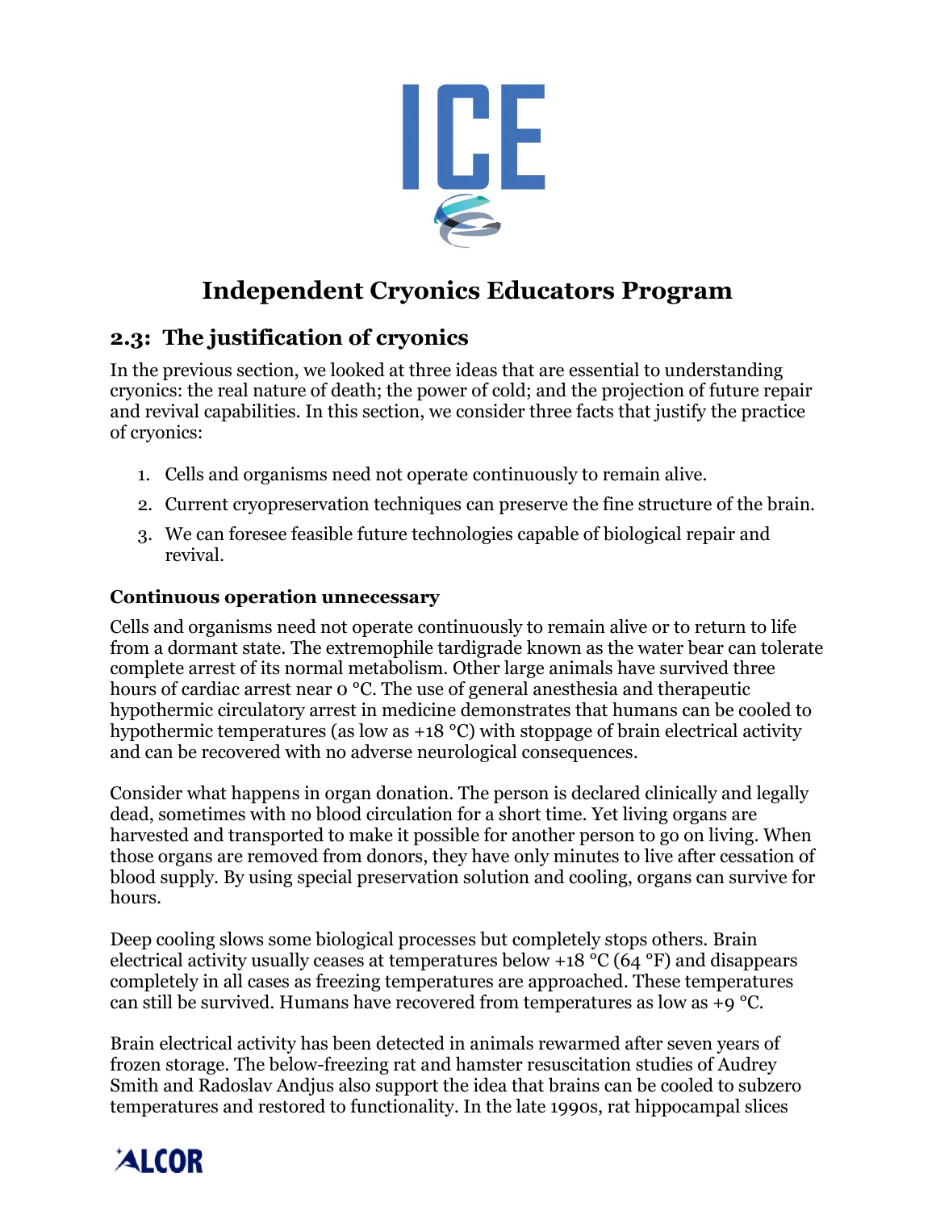# Independent Cryonics Educators Program

## 2.3: The justification of cryonics

In the previous section, we looked at three ideas that are essential to understanding cryonics: the real nature of death; the power of cold; and the projection of future repair and revival capabilities. In this section, we consider three facts that justify the practice of cryonics:

1. Cells and organisms need not operate continuously to remain alive.
2. Current cryopreservation techniques can preserve the fine structure of the brain.
3. We can foresee feasible future technologies capable of biological repair and revival.

### Continuous operation unnecessary

Cells and organisms need not operate continuously to remain alive or to return to life from a dormant state. The extremophile tardigrade known as the water bear can tolerate complete arrest of its normal metabolism. Other large animals have survived three hours of cardiac arrest near 0 °C. The use of general anesthesia and therapeutic hypothermic circulatory arrest in medicine demonstrates that humans can be cooled to hypothermic temperatures (as low as +18 °C) with stoppage of brain electrical activity and can be recovered with no adverse neurological consequences.

Consider what happens in organ donation. The person is declared clinically and legally dead, sometimes with no blood circulation for a short time. Yet living organs are harvested and transported to make it possible for another person to go on living. When those organs are removed from donors, they have only minutes to live after cessation of blood supply. By using special preservation solution and cooling, organs can survive for hours.

Deep cooling slows some biological processes but completely stops others. Brain electrical activity usually ceases at temperatures below +18 °C (64 °F) and disappears completely in all cases as freezing temperatures are approached. These temperatures can still be survived. Humans have recovered from temperatures as low as +9 °C.

Brain electrical activity has been detected in animals rewarmed after seven years of frozen storage. The below-freezing rat and hamster resuscitation studies of Audrey Smith and Radoslav Andjus also support the idea that brains can be cooled to subzero temperatures and restored to functionality. In the late 1990s, rat hippocampal slices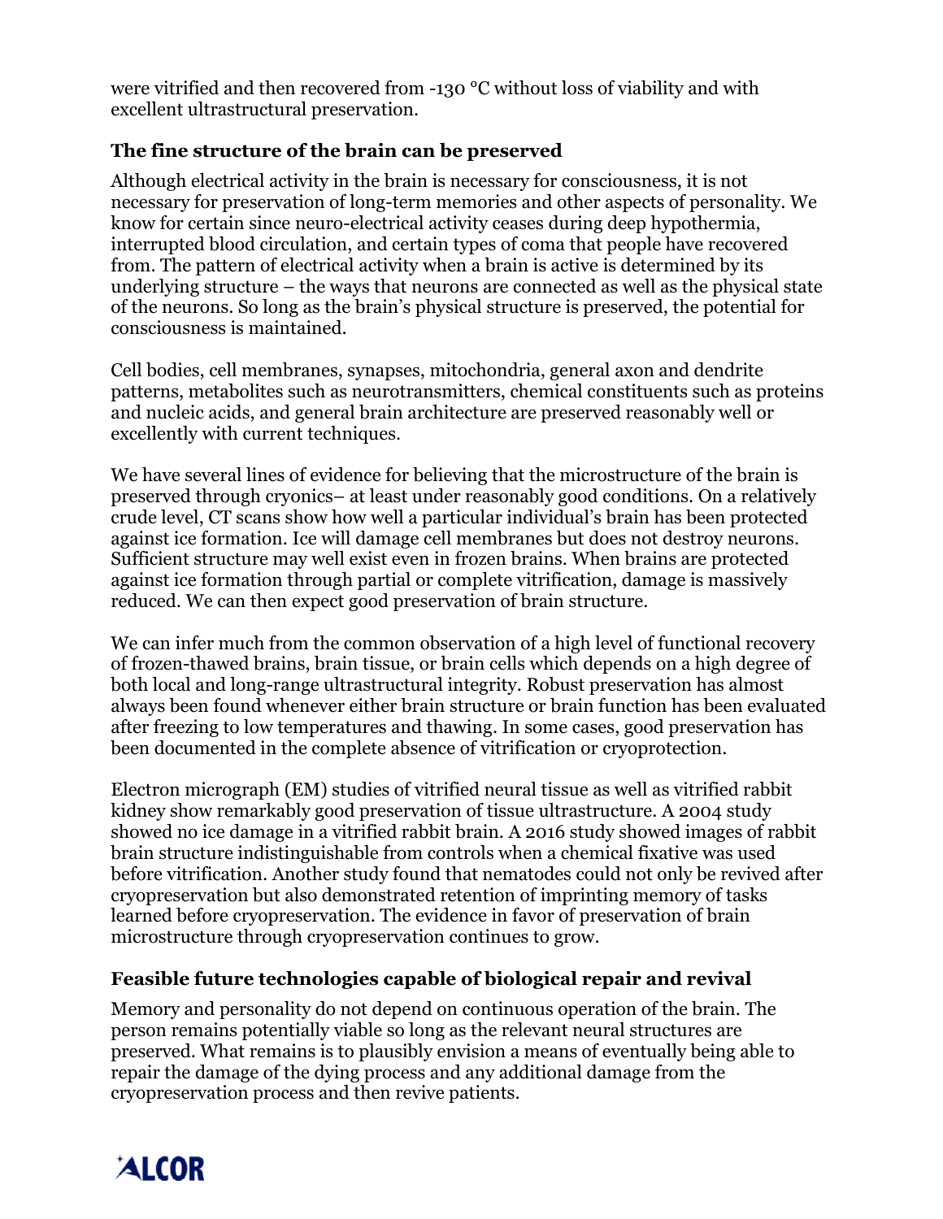were vitrified and then recovered from -130 °C without loss of viability and with excellent ultrastructural preservation.

### The fine structure of the brain can be preserved

Although electrical activity in the brain is necessary for consciousness, it is not necessary for preservation of long-term memories and other aspects of personality. We know for certain since neuro-electrical activity ceases during deep hypothermia, interrupted blood circulation, and certain types of coma that people have recovered from. The pattern of electrical activity when a brain is active is determined by its underlying structure – the ways that neurons are connected as well as the physical state of the neurons. So long as the brain's physical structure is preserved, the potential for consciousness is maintained.

Cell bodies, cell membranes, synapses, mitochondria, general axon and dendrite patterns, metabolites such as neurotransmitters, chemical constituents such as proteins and nucleic acids, and general brain architecture are preserved reasonably well or excellently with current techniques.

We have several lines of evidence for believing that the microstructure of the brain is preserved through cryonics– at least under reasonably good conditions. On a relatively crude level, CT scans show how well a particular individual's brain has been protected against ice formation. Ice will damage cell membranes but does not destroy neurons. Sufficient structure may well exist even in frozen brains. When brains are protected against ice formation through partial or complete vitrification, damage is massively reduced. We can then expect good preservation of brain structure.

We can infer much from the common observation of a high level of functional recovery of frozen-thawed brains, brain tissue, or brain cells which depends on a high degree of both local and long-range ultrastructural integrity. Robust preservation has almost always been found whenever either brain structure or brain function has been evaluated after freezing to low temperatures and thawing. In some cases, good preservation has been documented in the complete absence of vitrification or cryoprotection.

Electron micrograph (EM) studies of vitrified neural tissue as well as vitrified rabbit kidney show remarkably good preservation of tissue ultrastructure. A 2004 study showed no ice damage in a vitrified rabbit brain. A 2016 study showed images of rabbit brain structure indistinguishable from controls when a chemical fixative was used before vitrification. Another study found that nematodes could not only be revived after cryopreservation but also demonstrated retention of imprinting memory of tasks learned before cryopreservation. The evidence in favor of preservation of brain microstructure through cryopreservation continues to grow.

### Feasible future technologies capable of biological repair and revival

Memory and personality do not depend on continuous operation of the brain. The person remains potentially viable so long as the relevant neural structures are preserved. What remains is to plausibly envision a means of eventually being able to repair the damage of the dying process and any additional damage from the cryopreservation process and then revive patients.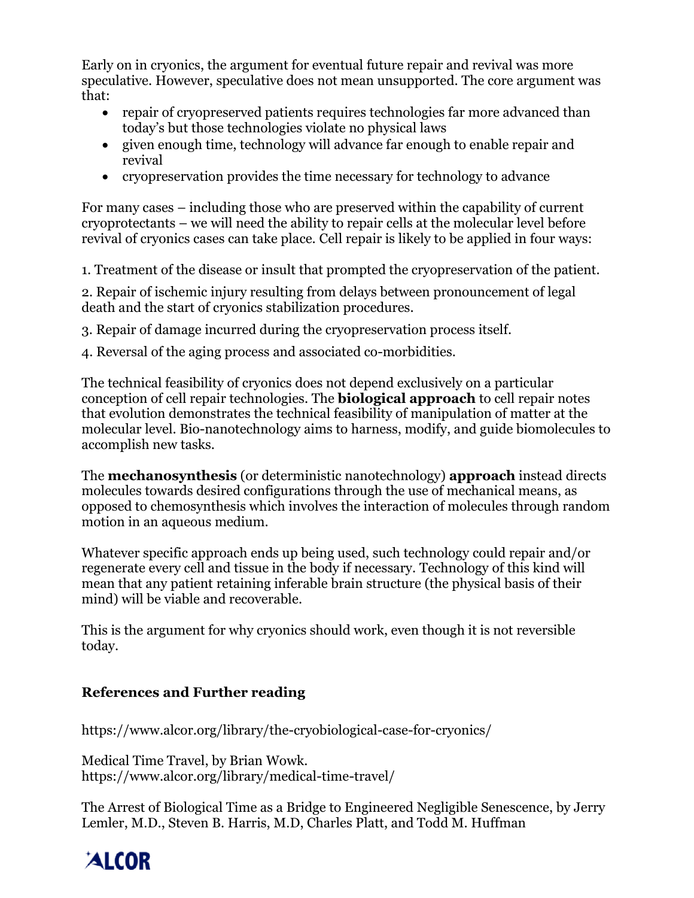Early on in cryonics, the argument for eventual future repair and revival was more speculative. However, speculative does not mean unsupported. The core argument was that:

- repair of cryopreserved patients requires technologies far more advanced than today's but those technologies violate no physical laws
- given enough time, technology will advance far enough to enable repair and revival
- cryopreservation provides the time necessary for technology to advance

For many cases – including those who are preserved within the capability of current cryoprotectants – we will need the ability to repair cells at the molecular level before revival of cryonics cases can take place. Cell repair is likely to be applied in four ways:

1. Treatment of the disease or insult that prompted the cryopreservation of the patient.

2. Repair of ischemic injury resulting from delays between pronouncement of legal death and the start of cryonics stabilization procedures.

3. Repair of damage incurred during the cryopreservation process itself.

4. Reversal of the aging process and associated co-morbidities.

The technical feasibility of cryonics does not depend exclusively on a particular conception of cell repair technologies. The **biological approach** to cell repair notes that evolution demonstrates the technical feasibility of manipulation of matter at the molecular level. Bio-nanotechnology aims to harness, modify, and guide biomolecules to accomplish new tasks.

The **mechanosynthesis** (or deterministic nanotechnology) **approach** instead directs molecules towards desired configurations through the use of mechanical means, as opposed to chemosynthesis which involves the interaction of molecules through random motion in an aqueous medium.

Whatever specific approach ends up being used, such technology could repair and/or regenerate every cell and tissue in the body if necessary. Technology of this kind will mean that any patient retaining inferable brain structure (the physical basis of their mind) will be viable and recoverable.

This is the argument for why cryonics should work, even though it is not reversible today.

### References and Further reading

https://www.alcor.org/library/the-cryobiological-case-for-cryonics/

Medical Time Travel, by Brian Wowk.
https://www.alcor.org/library/medical-time-travel/

The Arrest of Biological Time as a Bridge to Engineered Negligible Senescence, by Jerry Lemler, M.D., Steven B. Harris, M.D, Charles Platt, and Todd M. Huffman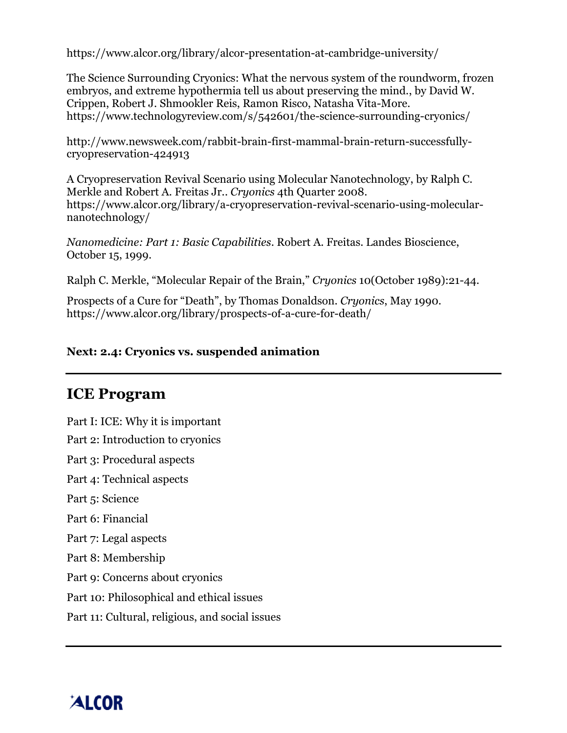https://www.alcor.org/library/alcor-presentation-at-cambridge-university/

The Science Surrounding Cryonics: What the nervous system of the roundworm, frozen embryos, and extreme hypothermia tell us about preserving the mind., by David W. Crippen, Robert J. Shmookler Reis, Ramon Risco, Natasha Vita-More. https://www.technologyreview.com/s/542601/the-science-surrounding-cryonics/

http://www.newsweek.com/rabbit-brain-first-mammal-brain-return-successfully-cryopreservation-424913

A Cryopreservation Revival Scenario using Molecular Nanotechnology, by Ralph C. Merkle and Robert A. Freitas Jr.. *Cryonics* 4th Quarter 2008. https://www.alcor.org/library/a-cryopreservation-revival-scenario-using-molecular-nanotechnology/

*Nanomedicine: Part 1: Basic Capabilities*. Robert A. Freitas. Landes Bioscience, October 15, 1999.

Ralph C. Merkle, "Molecular Repair of the Brain," *Cryonics* 10(October 1989):21-44.

Prospects of a Cure for "Death", by Thomas Donaldson. *Cryonics*, May 1990. https://www.alcor.org/library/prospects-of-a-cure-for-death/

**Next: 2.4: Cryonics vs. suspended animation**

---

## ICE Program

Part I: ICE: Why it is important

Part 2: Introduction to cryonics

Part 3: Procedural aspects

Part 4: Technical aspects

Part 5: Science

Part 6: Financial

Part 7: Legal aspects

Part 8: Membership

Part 9: Concerns about cryonics

Part 10: Philosophical and ethical issues

Part 11: Cultural, religious, and social issues

---

ALCOR